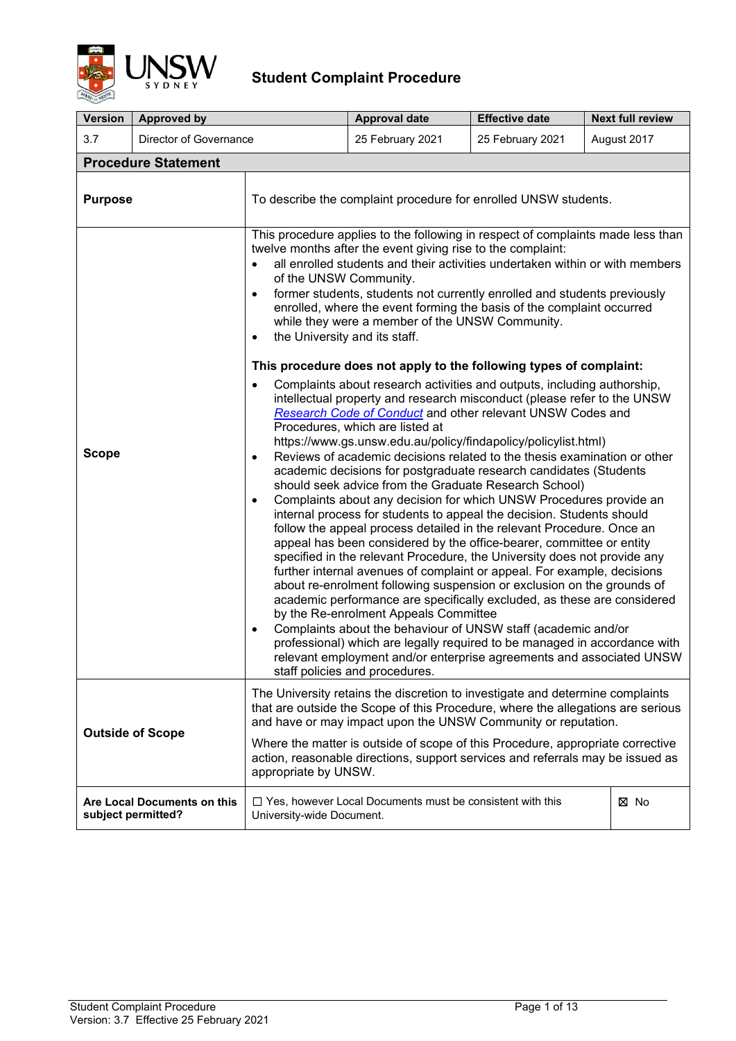# Student Complaint Procedure

| Version | Approved by | Approval date | Effective date | Next full review |
|---|---|---|---|---|
| 3.7 | Director of Governance | 25 February 2021 | 25 February 2021 | August 2017 |

## Procedure Statement

**Purpose**

To describe the complaint procedure for enrolled UNSW students.

**Scope**

This procedure applies to the following in respect of complaints made less than twelve months after the event giving rise to the complaint:

- all enrolled students and their activities undertaken within or with members of the UNSW Community.
- former students, students not currently enrolled and students previously enrolled, where the event forming the basis of the complaint occurred while they were a member of the UNSW Community.
- the University and its staff.

**This procedure does not apply to the following types of complaint:**

- Complaints about research activities and outputs, including authorship, intellectual property and research misconduct (please refer to the UNSW *Research Code of Conduct* and other relevant UNSW Codes and Procedures, which are listed at https://www.gs.unsw.edu.au/policy/findapolicy/policylist.html)
- Reviews of academic decisions related to the thesis examination or other academic decisions for postgraduate research candidates (Students should seek advice from the Graduate Research School)
- Complaints about any decision for which UNSW Procedures provide an internal process for students to appeal the decision. Students should follow the appeal process detailed in the relevant Procedure. Once an appeal has been considered by the office-bearer, committee or entity specified in the relevant Procedure, the University does not provide any further internal avenues of complaint or appeal. For example, decisions about re-enrolment following suspension or exclusion on the grounds of academic performance are specifically excluded, as these are considered by the Re-enrolment Appeals Committee
- Complaints about the behaviour of UNSW staff (academic and/or professional) which are legally required to be managed in accordance with relevant employment and/or enterprise agreements and associated UNSW staff policies and procedures.

**Outside of Scope**

The University retains the discretion to investigate and determine complaints that are outside the Scope of this Procedure, where the allegations are serious and have or may impact upon the UNSW Community or reputation.

Where the matter is outside of scope of this Procedure, appropriate corrective action, reasonable directions, support services and referrals may be issued as appropriate by UNSW.

| | | |
|---|---|---|
| **Are Local Documents on this subject permitted?** | ☐ Yes, however Local Documents must be consistent with this University-wide Document. | ☒ No |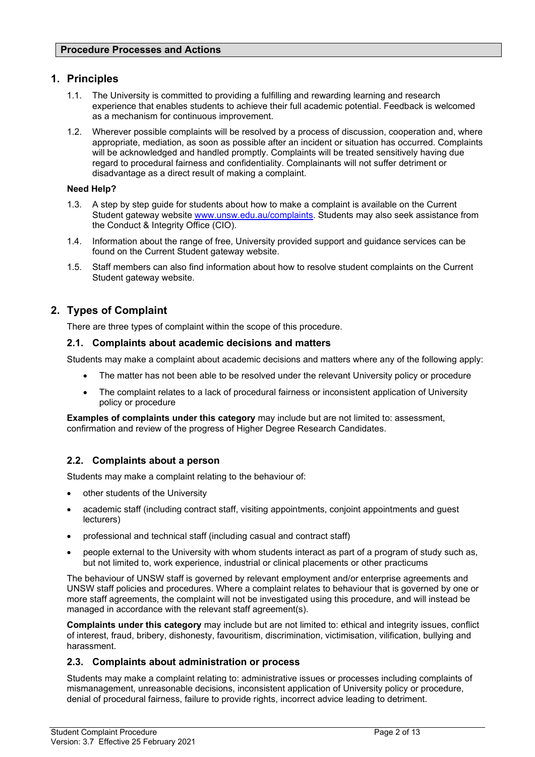**Procedure Processes and Actions**

## 1. Principles

1.1. The University is committed to providing a fulfilling and rewarding learning and research experience that enables students to achieve their full academic potential. Feedback is welcomed as a mechanism for continuous improvement.

1.2. Wherever possible complaints will be resolved by a process of discussion, cooperation and, where appropriate, mediation, as soon as possible after an incident or situation has occurred. Complaints will be acknowledged and handled promptly. Complaints will be treated sensitively having due regard to procedural fairness and confidentiality. Complainants will not suffer detriment or disadvantage as a direct result of making a complaint.

**Need Help?**

1.3. A step by step guide for students about how to make a complaint is available on the Current Student gateway website [www.unsw.edu.au/complaints](www.unsw.edu.au/complaints). Students may also seek assistance from the Conduct & Integrity Office (CIO).

1.4. Information about the range of free, University provided support and guidance services can be found on the Current Student gateway website.

1.5. Staff members can also find information about how to resolve student complaints on the Current Student gateway website.

## 2. Types of Complaint

There are three types of complaint within the scope of this procedure.

### 2.1. Complaints about academic decisions and matters

Students may make a complaint about academic decisions and matters where any of the following apply:

- The matter has not been able to be resolved under the relevant University policy or procedure
- The complaint relates to a lack of procedural fairness or inconsistent application of University policy or procedure

**Examples of complaints under this category** may include but are not limited to: assessment, confirmation and review of the progress of Higher Degree Research Candidates.

### 2.2. Complaints about a person

Students may make a complaint relating to the behaviour of:

- other students of the University
- academic staff (including contract staff, visiting appointments, conjoint appointments and guest lecturers)
- professional and technical staff (including casual and contract staff)
- people external to the University with whom students interact as part of a program of study such as, but not limited to, work experience, industrial or clinical placements or other practicums

The behaviour of UNSW staff is governed by relevant employment and/or enterprise agreements and UNSW staff policies and procedures. Where a complaint relates to behaviour that is governed by one or more staff agreements, the complaint will not be investigated using this procedure, and will instead be managed in accordance with the relevant staff agreement(s).

**Complaints under this category** may include but are not limited to: ethical and integrity issues, conflict of interest, fraud, bribery, dishonesty, favouritism, discrimination, victimisation, vilification, bullying and harassment.

### 2.3. Complaints about administration or process

Students may make a complaint relating to: administrative issues or processes including complaints of mismanagement, unreasonable decisions, inconsistent application of University policy or procedure, denial of procedural fairness, failure to provide rights, incorrect advice leading to detriment.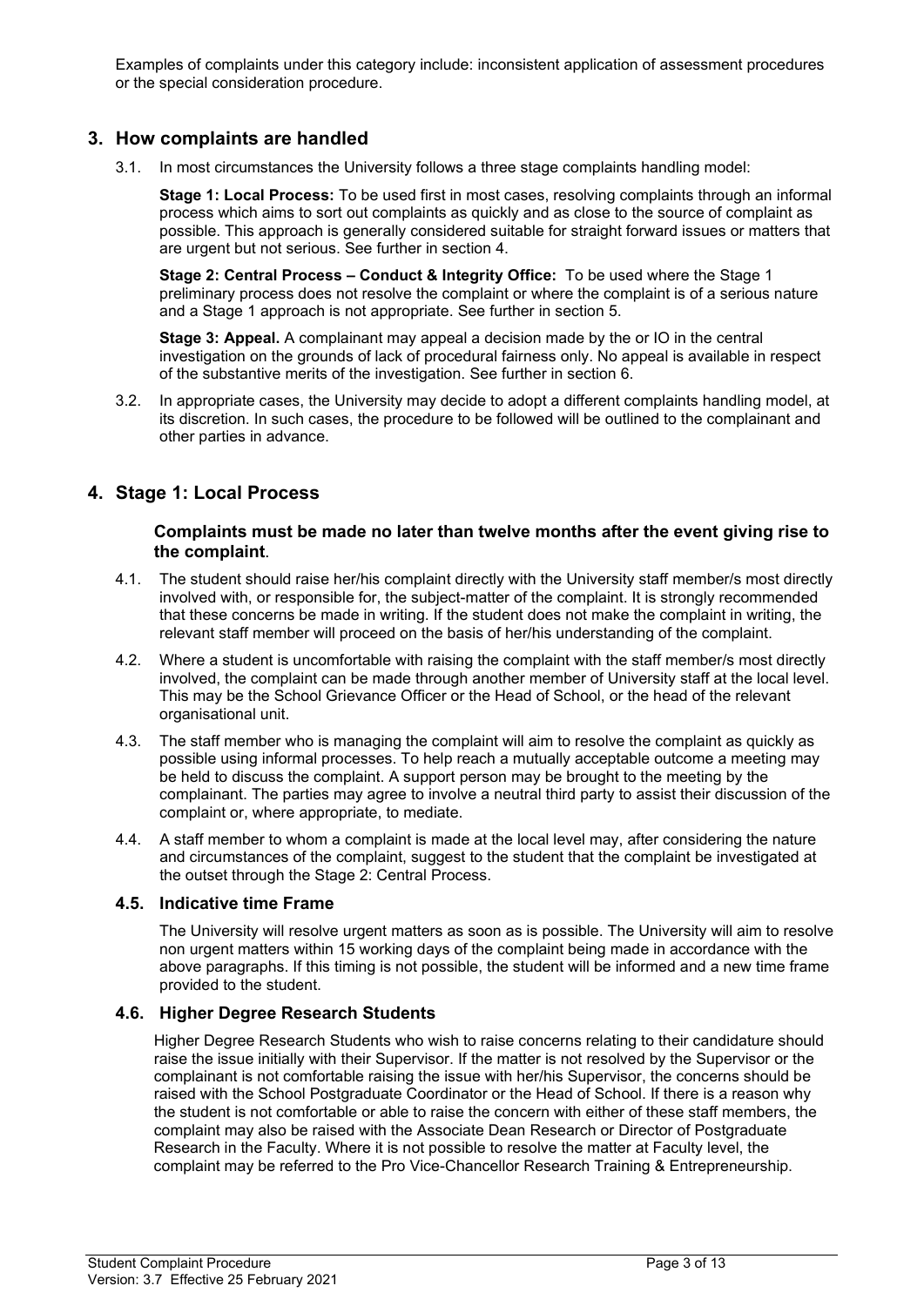Examples of complaints under this category include: inconsistent application of assessment procedures or the special consideration procedure.

## 3. How complaints are handled

3.1. In most circumstances the University follows a three stage complaints handling model:

**Stage 1: Local Process:** To be used first in most cases, resolving complaints through an informal process which aims to sort out complaints as quickly and as close to the source of complaint as possible. This approach is generally considered suitable for straight forward issues or matters that are urgent but not serious. See further in section 4.

**Stage 2: Central Process – Conduct & Integrity Office:** To be used where the Stage 1 preliminary process does not resolve the complaint or where the complaint is of a serious nature and a Stage 1 approach is not appropriate. See further in section 5.

**Stage 3: Appeal.** A complainant may appeal a decision made by the or IO in the central investigation on the grounds of lack of procedural fairness only. No appeal is available in respect of the substantive merits of the investigation. See further in section 6.

3.2. In appropriate cases, the University may decide to adopt a different complaints handling model, at its discretion. In such cases, the procedure to be followed will be outlined to the complainant and other parties in advance.

## 4. Stage 1: Local Process

**Complaints must be made no later than twelve months after the event giving rise to the complaint**.

4.1. The student should raise her/his complaint directly with the University staff member/s most directly involved with, or responsible for, the subject-matter of the complaint. It is strongly recommended that these concerns be made in writing. If the student does not make the complaint in writing, the relevant staff member will proceed on the basis of her/his understanding of the complaint.

4.2. Where a student is uncomfortable with raising the complaint with the staff member/s most directly involved, the complaint can be made through another member of University staff at the local level. This may be the School Grievance Officer or the Head of School, or the head of the relevant organisational unit.

4.3. The staff member who is managing the complaint will aim to resolve the complaint as quickly as possible using informal processes. To help reach a mutually acceptable outcome a meeting may be held to discuss the complaint. A support person may be brought to the meeting by the complainant. The parties may agree to involve a neutral third party to assist their discussion of the complaint or, where appropriate, to mediate.

4.4. A staff member to whom a complaint is made at the local level may, after considering the nature and circumstances of the complaint, suggest to the student that the complaint be investigated at the outset through the Stage 2: Central Process.

### 4.5. Indicative time Frame

The University will resolve urgent matters as soon as is possible. The University will aim to resolve non urgent matters within 15 working days of the complaint being made in accordance with the above paragraphs. If this timing is not possible, the student will be informed and a new time frame provided to the student.

### 4.6. Higher Degree Research Students

Higher Degree Research Students who wish to raise concerns relating to their candidature should raise the issue initially with their Supervisor. If the matter is not resolved by the Supervisor or the complainant is not comfortable raising the issue with her/his Supervisor, the concerns should be raised with the School Postgraduate Coordinator or the Head of School. If there is a reason why the student is not comfortable or able to raise the concern with either of these staff members, the complaint may also be raised with the Associate Dean Research or Director of Postgraduate Research in the Faculty. Where it is not possible to resolve the matter at Faculty level, the complaint may be referred to the Pro Vice-Chancellor Research Training & Entrepreneurship.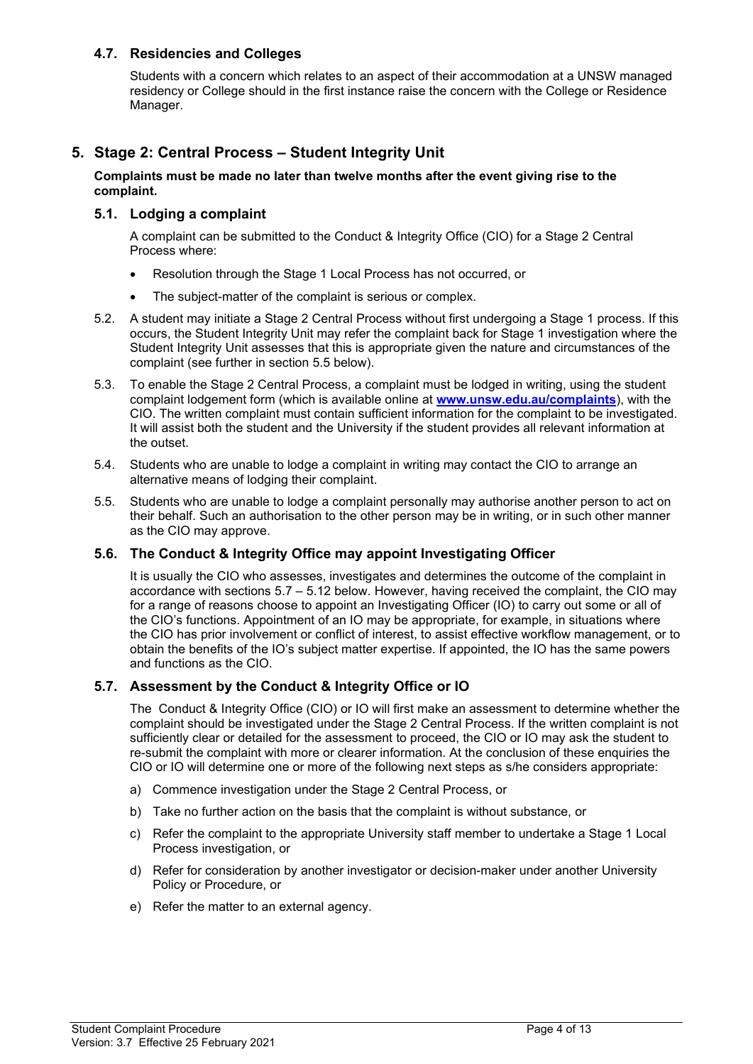### 4.7. Residencies and Colleges

Students with a concern which relates to an aspect of their accommodation at a UNSW managed residency or College should in the first instance raise the concern with the College or Residence Manager.

## 5. Stage 2: Central Process – Student Integrity Unit

**Complaints must be made no later than twelve months after the event giving rise to the complaint.**

### 5.1. Lodging a complaint

A complaint can be submitted to the Conduct & Integrity Office (CIO) for a Stage 2 Central Process where:

- Resolution through the Stage 1 Local Process has not occurred, or
- The subject-matter of the complaint is serious or complex.

5.2. A student may initiate a Stage 2 Central Process without first undergoing a Stage 1 process. If this occurs, the Student Integrity Unit may refer the complaint back for Stage 1 investigation where the Student Integrity Unit assesses that this is appropriate given the nature and circumstances of the complaint (see further in section 5.5 below).

5.3. To enable the Stage 2 Central Process, a complaint must be lodged in writing, using the student complaint lodgement form (which is available online at **[www.unsw.edu.au/complaints](www.unsw.edu.au/complaints)**), with the CIO. The written complaint must contain sufficient information for the complaint to be investigated. It will assist both the student and the University if the student provides all relevant information at the outset.

5.4. Students who are unable to lodge a complaint in writing may contact the CIO to arrange an alternative means of lodging their complaint.

5.5. Students who are unable to lodge a complaint personally may authorise another person to act on their behalf. Such an authorisation to the other person may be in writing, or in such other manner as the CIO may approve.

### 5.6. The Conduct & Integrity Office may appoint Investigating Officer

It is usually the CIO who assesses, investigates and determines the outcome of the complaint in accordance with sections 5.7 – 5.12 below. However, having received the complaint, the CIO may for a range of reasons choose to appoint an Investigating Officer (IO) to carry out some or all of the CIO's functions. Appointment of an IO may be appropriate, for example, in situations where the CIO has prior involvement or conflict of interest, to assist effective workflow management, or to obtain the benefits of the IO's subject matter expertise. If appointed, the IO has the same powers and functions as the CIO.

### 5.7. Assessment by the Conduct & Integrity Office or IO

The Conduct & Integrity Office (CIO) or IO will first make an assessment to determine whether the complaint should be investigated under the Stage 2 Central Process. If the written complaint is not sufficiently clear or detailed for the assessment to proceed, the CIO or IO may ask the student to re-submit the complaint with more or clearer information. At the conclusion of these enquiries the CIO or IO will determine one or more of the following next steps as s/he considers appropriate:

a) Commence investigation under the Stage 2 Central Process, or

b) Take no further action on the basis that the complaint is without substance, or

c) Refer the complaint to the appropriate University staff member to undertake a Stage 1 Local Process investigation, or

d) Refer for consideration by another investigator or decision-maker under another University Policy or Procedure, or

e) Refer the matter to an external agency.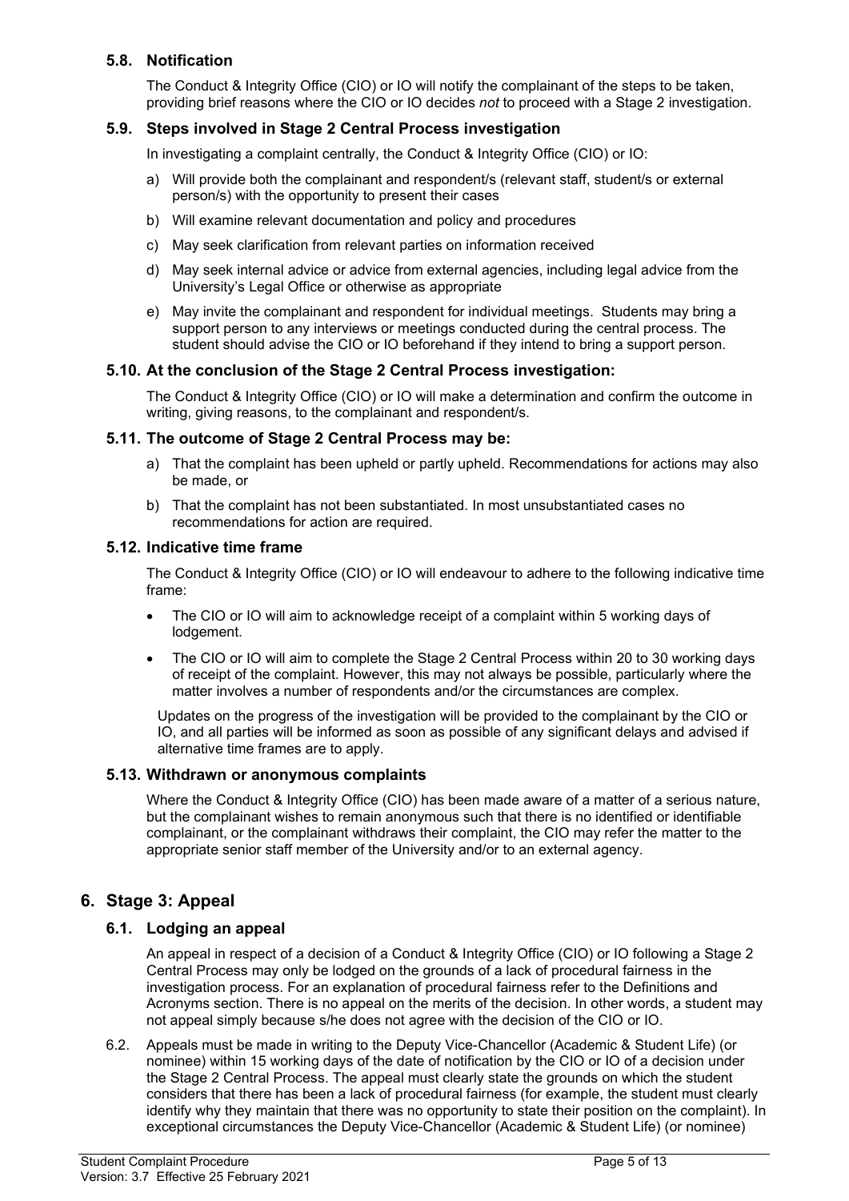### 5.8. Notification

The Conduct & Integrity Office (CIO) or IO will notify the complainant of the steps to be taken, providing brief reasons where the CIO or IO decides *not* to proceed with a Stage 2 investigation.

### 5.9. Steps involved in Stage 2 Central Process investigation

In investigating a complaint centrally, the Conduct & Integrity Office (CIO) or IO:

a) Will provide both the complainant and respondent/s (relevant staff, student/s or external person/s) with the opportunity to present their cases

b) Will examine relevant documentation and policy and procedures

c) May seek clarification from relevant parties on information received

d) May seek internal advice or advice from external agencies, including legal advice from the University's Legal Office or otherwise as appropriate

e) May invite the complainant and respondent for individual meetings. Students may bring a support person to any interviews or meetings conducted during the central process. The student should advise the CIO or IO beforehand if they intend to bring a support person.

### 5.10. At the conclusion of the Stage 2 Central Process investigation:

The Conduct & Integrity Office (CIO) or IO will make a determination and confirm the outcome in writing, giving reasons, to the complainant and respondent/s.

### 5.11. The outcome of Stage 2 Central Process may be:

a) That the complaint has been upheld or partly upheld. Recommendations for actions may also be made, or

b) That the complaint has not been substantiated. In most unsubstantiated cases no recommendations for action are required.

### 5.12. Indicative time frame

The Conduct & Integrity Office (CIO) or IO will endeavour to adhere to the following indicative time frame:

- The CIO or IO will aim to acknowledge receipt of a complaint within 5 working days of lodgement.
- The CIO or IO will aim to complete the Stage 2 Central Process within 20 to 30 working days of receipt of the complaint. However, this may not always be possible, particularly where the matter involves a number of respondents and/or the circumstances are complex.

Updates on the progress of the investigation will be provided to the complainant by the CIO or IO, and all parties will be informed as soon as possible of any significant delays and advised if alternative time frames are to apply.

### 5.13. Withdrawn or anonymous complaints

Where the Conduct & Integrity Office (CIO) has been made aware of a matter of a serious nature, but the complainant wishes to remain anonymous such that there is no identified or identifiable complainant, or the complainant withdraws their complaint, the CIO may refer the matter to the appropriate senior staff member of the University and/or to an external agency.

## 6. Stage 3: Appeal

### 6.1. Lodging an appeal

An appeal in respect of a decision of a Conduct & Integrity Office (CIO) or IO following a Stage 2 Central Process may only be lodged on the grounds of a lack of procedural fairness in the investigation process. For an explanation of procedural fairness refer to the Definitions and Acronyms section. There is no appeal on the merits of the decision. In other words, a student may not appeal simply because s/he does not agree with the decision of the CIO or IO.

6.2. Appeals must be made in writing to the Deputy Vice-Chancellor (Academic & Student Life) (or nominee) within 15 working days of the date of notification by the CIO or IO of a decision under the Stage 2 Central Process. The appeal must clearly state the grounds on which the student considers that there has been a lack of procedural fairness (for example, the student must clearly identify why they maintain that there was no opportunity to state their position on the complaint). In exceptional circumstances the Deputy Vice-Chancellor (Academic & Student Life) (or nominee)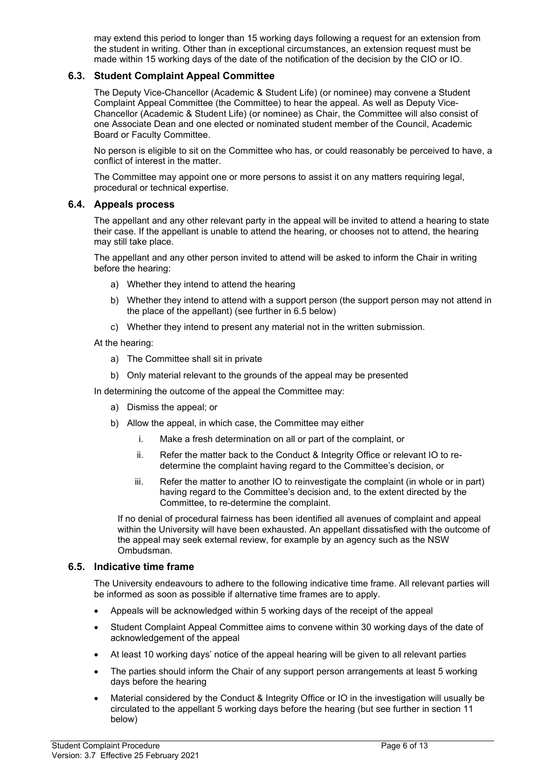may extend this period to longer than 15 working days following a request for an extension from the student in writing. Other than in exceptional circumstances, an extension request must be made within 15 working days of the date of the notification of the decision by the CIO or IO.

### 6.3. Student Complaint Appeal Committee

The Deputy Vice-Chancellor (Academic & Student Life) (or nominee) may convene a Student Complaint Appeal Committee (the Committee) to hear the appeal. As well as Deputy Vice-Chancellor (Academic & Student Life) (or nominee) as Chair, the Committee will also consist of one Associate Dean and one elected or nominated student member of the Council, Academic Board or Faculty Committee.

No person is eligible to sit on the Committee who has, or could reasonably be perceived to have, a conflict of interest in the matter.

The Committee may appoint one or more persons to assist it on any matters requiring legal, procedural or technical expertise.

### 6.4. Appeals process

The appellant and any other relevant party in the appeal will be invited to attend a hearing to state their case. If the appellant is unable to attend the hearing, or chooses not to attend, the hearing may still take place.

The appellant and any other person invited to attend will be asked to inform the Chair in writing before the hearing:

a) Whether they intend to attend the hearing
b) Whether they intend to attend with a support person (the support person may not attend in the place of the appellant) (see further in 6.5 below)
c) Whether they intend to present any material not in the written submission.

At the hearing:

a) The Committee shall sit in private
b) Only material relevant to the grounds of the appeal may be presented

In determining the outcome of the appeal the Committee may:

a) Dismiss the appeal; or
b) Allow the appeal, in which case, the Committee may either
   i. Make a fresh determination on all or part of the complaint, or
   ii. Refer the matter back to the Conduct & Integrity Office or relevant IO to re-determine the complaint having regard to the Committee's decision, or
   iii. Refer the matter to another IO to reinvestigate the complaint (in whole or in part) having regard to the Committee's decision and, to the extent directed by the Committee, to re-determine the complaint.

If no denial of procedural fairness has been identified all avenues of complaint and appeal within the University will have been exhausted. An appellant dissatisfied with the outcome of the appeal may seek external review, for example by an agency such as the NSW Ombudsman.

### 6.5. Indicative time frame

The University endeavours to adhere to the following indicative time frame. All relevant parties will be informed as soon as possible if alternative time frames are to apply.

- Appeals will be acknowledged within 5 working days of the receipt of the appeal
- Student Complaint Appeal Committee aims to convene within 30 working days of the date of acknowledgement of the appeal
- At least 10 working days' notice of the appeal hearing will be given to all relevant parties
- The parties should inform the Chair of any support person arrangements at least 5 working days before the hearing
- Material considered by the Conduct & Integrity Office or IO in the investigation will usually be circulated to the appellant 5 working days before the hearing (but see further in section 11 below)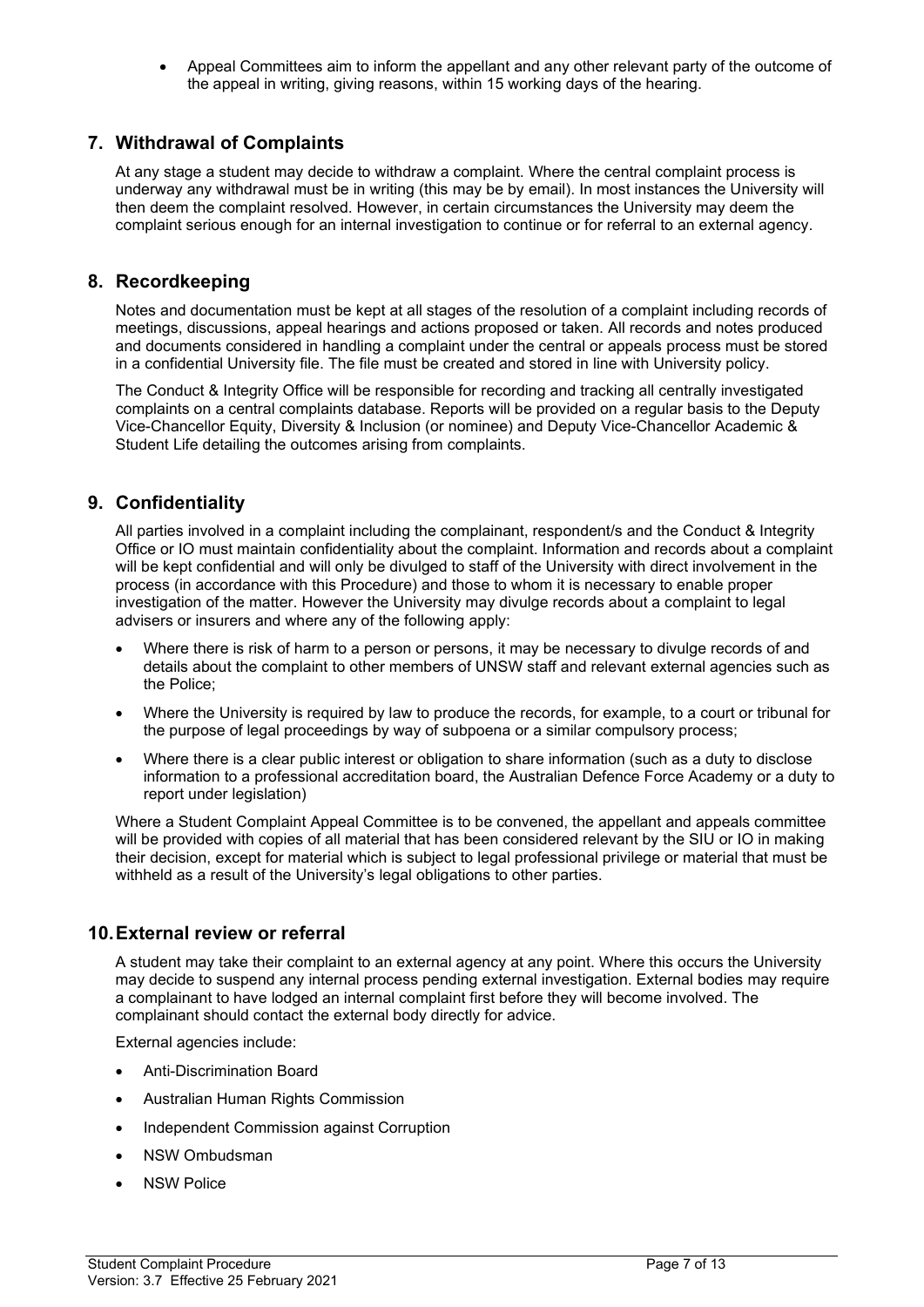- Appeal Committees aim to inform the appellant and any other relevant party of the outcome of the appeal in writing, giving reasons, within 15 working days of the hearing.

## 7. Withdrawal of Complaints

At any stage a student may decide to withdraw a complaint. Where the central complaint process is underway any withdrawal must be in writing (this may be by email). In most instances the University will then deem the complaint resolved. However, in certain circumstances the University may deem the complaint serious enough for an internal investigation to continue or for referral to an external agency.

## 8. Recordkeeping

Notes and documentation must be kept at all stages of the resolution of a complaint including records of meetings, discussions, appeal hearings and actions proposed or taken. All records and notes produced and documents considered in handling a complaint under the central or appeals process must be stored in a confidential University file. The file must be created and stored in line with University policy.

The Conduct & Integrity Office will be responsible for recording and tracking all centrally investigated complaints on a central complaints database. Reports will be provided on a regular basis to the Deputy Vice-Chancellor Equity, Diversity & Inclusion (or nominee) and Deputy Vice-Chancellor Academic & Student Life detailing the outcomes arising from complaints.

## 9. Confidentiality

All parties involved in a complaint including the complainant, respondent/s and the Conduct & Integrity Office or IO must maintain confidentiality about the complaint. Information and records about a complaint will be kept confidential and will only be divulged to staff of the University with direct involvement in the process (in accordance with this Procedure) and those to whom it is necessary to enable proper investigation of the matter. However the University may divulge records about a complaint to legal advisers or insurers and where any of the following apply:

- Where there is risk of harm to a person or persons, it may be necessary to divulge records of and details about the complaint to other members of UNSW staff and relevant external agencies such as the Police;
- Where the University is required by law to produce the records, for example, to a court or tribunal for the purpose of legal proceedings by way of subpoena or a similar compulsory process;
- Where there is a clear public interest or obligation to share information (such as a duty to disclose information to a professional accreditation board, the Australian Defence Force Academy or a duty to report under legislation)

Where a Student Complaint Appeal Committee is to be convened, the appellant and appeals committee will be provided with copies of all material that has been considered relevant by the SIU or IO in making their decision, except for material which is subject to legal professional privilege or material that must be withheld as a result of the University's legal obligations to other parties.

## 10. External review or referral

A student may take their complaint to an external agency at any point. Where this occurs the University may decide to suspend any internal process pending external investigation. External bodies may require a complainant to have lodged an internal complaint first before they will become involved. The complainant should contact the external body directly for advice.

External agencies include:

- Anti-Discrimination Board
- Australian Human Rights Commission
- Independent Commission against Corruption
- NSW Ombudsman
- NSW Police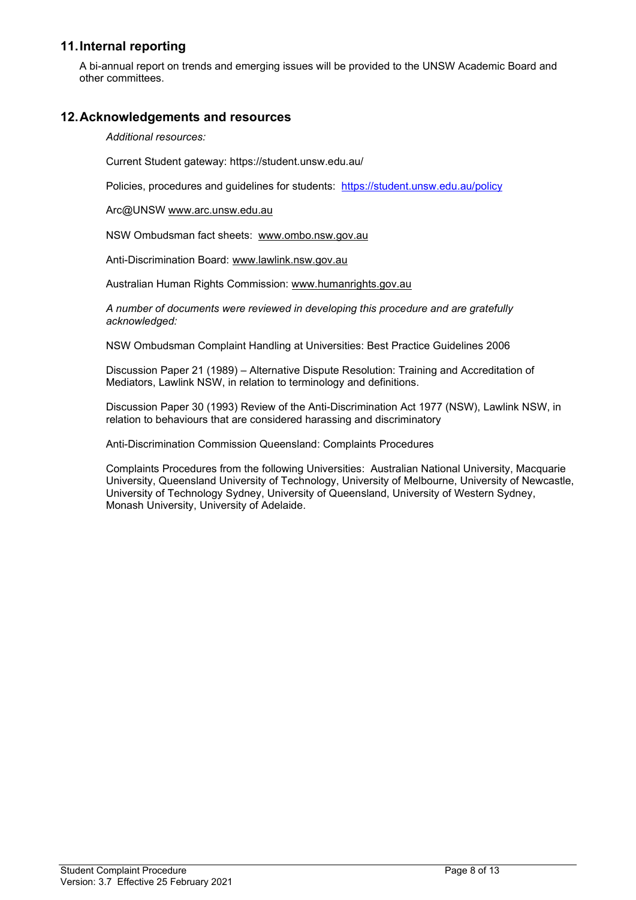## 11. Internal reporting

A bi-annual report on trends and emerging issues will be provided to the UNSW Academic Board and other committees.

## 12. Acknowledgements and resources

*Additional resources:*

Current Student gateway: https://student.unsw.edu.au/

Policies, procedures and guidelines for students: https://student.unsw.edu.au/policy

Arc@UNSW www.arc.unsw.edu.au

NSW Ombudsman fact sheets: www.ombo.nsw.gov.au

Anti-Discrimination Board: www.lawlink.nsw.gov.au

Australian Human Rights Commission: www.humanrights.gov.au

*A number of documents were reviewed in developing this procedure and are gratefully acknowledged:*

NSW Ombudsman Complaint Handling at Universities: Best Practice Guidelines 2006

Discussion Paper 21 (1989) – Alternative Dispute Resolution: Training and Accreditation of Mediators, Lawlink NSW, in relation to terminology and definitions.

Discussion Paper 30 (1993) Review of the Anti-Discrimination Act 1977 (NSW), Lawlink NSW, in relation to behaviours that are considered harassing and discriminatory

Anti-Discrimination Commission Queensland: Complaints Procedures

Complaints Procedures from the following Universities: Australian National University, Macquarie University, Queensland University of Technology, University of Melbourne, University of Newcastle, University of Technology Sydney, University of Queensland, University of Western Sydney, Monash University, University of Adelaide.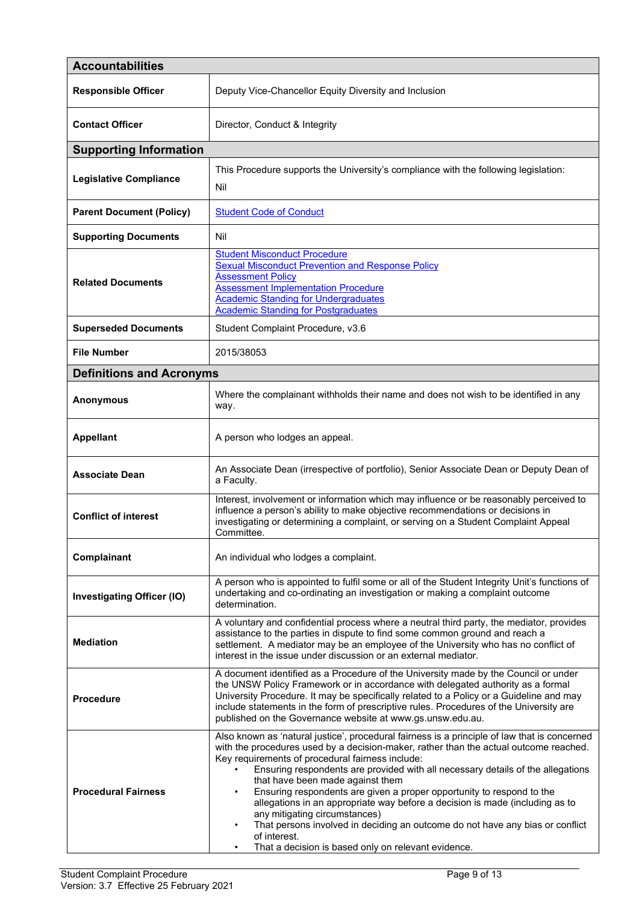| | |
|---|---|
| **Accountabilities** | |
| **Responsible Officer** | Deputy Vice-Chancellor Equity Diversity and Inclusion |
| **Contact Officer** | Director, Conduct & Integrity |
| **Supporting Information** | |
| **Legislative Compliance** | This Procedure supports the University's compliance with the following legislation:<br>Nil |
| **Parent Document (Policy)** | Student Code of Conduct |
| **Supporting Documents** | Nil |
| **Related Documents** | Student Misconduct Procedure<br>Sexual Misconduct Prevention and Response Policy<br>Assessment Policy<br>Assessment Implementation Procedure<br>Academic Standing for Undergraduates<br>Academic Standing for Postgraduates |
| **Superseded Documents** | Student Complaint Procedure, v3.6 |
| **File Number** | 2015/38053 |
| **Definitions and Acronyms** | |
| **Anonymous** | Where the complainant withholds their name and does not wish to be identified in any way. |
| **Appellant** | A person who lodges an appeal. |
| **Associate Dean** | An Associate Dean (irrespective of portfolio), Senior Associate Dean or Deputy Dean of a Faculty. |
| **Conflict of interest** | Interest, involvement or information which may influence or be reasonably perceived to influence a person's ability to make objective recommendations or decisions in investigating or determining a complaint, or serving on a Student Complaint Appeal Committee. |
| **Complainant** | An individual who lodges a complaint. |
| **Investigating Officer (IO)** | A person who is appointed to fulfil some or all of the Student Integrity Unit's functions of undertaking and co-ordinating an investigation or making a complaint outcome determination. |
| **Mediation** | A voluntary and confidential process where a neutral third party, the mediator, provides assistance to the parties in dispute to find some common ground and reach a settlement. A mediator may be an employee of the University who has no conflict of interest in the issue under discussion or an external mediator. |
| **Procedure** | A document identified as a Procedure of the University made by the Council or under the UNSW Policy Framework or in accordance with delegated authority as a formal University Procedure. It may be specifically related to a Policy or a Guideline and may include statements in the form of prescriptive rules. Procedures of the University are published on the Governance website at www.gs.unsw.edu.au. |
| **Procedural Fairness** | Also known as 'natural justice', procedural fairness is a principle of law that is concerned with the procedures used by a decision-maker, rather than the actual outcome reached. Key requirements of procedural fairness include:<br>• Ensuring respondents are provided with all necessary details of the allegations that have been made against them<br>• Ensuring respondents are given a proper opportunity to respond to the allegations in an appropriate way before a decision is made (including as to any mitigating circumstances)<br>• That persons involved in deciding an outcome do not have any bias or conflict of interest.<br>• That a decision is based only on relevant evidence. |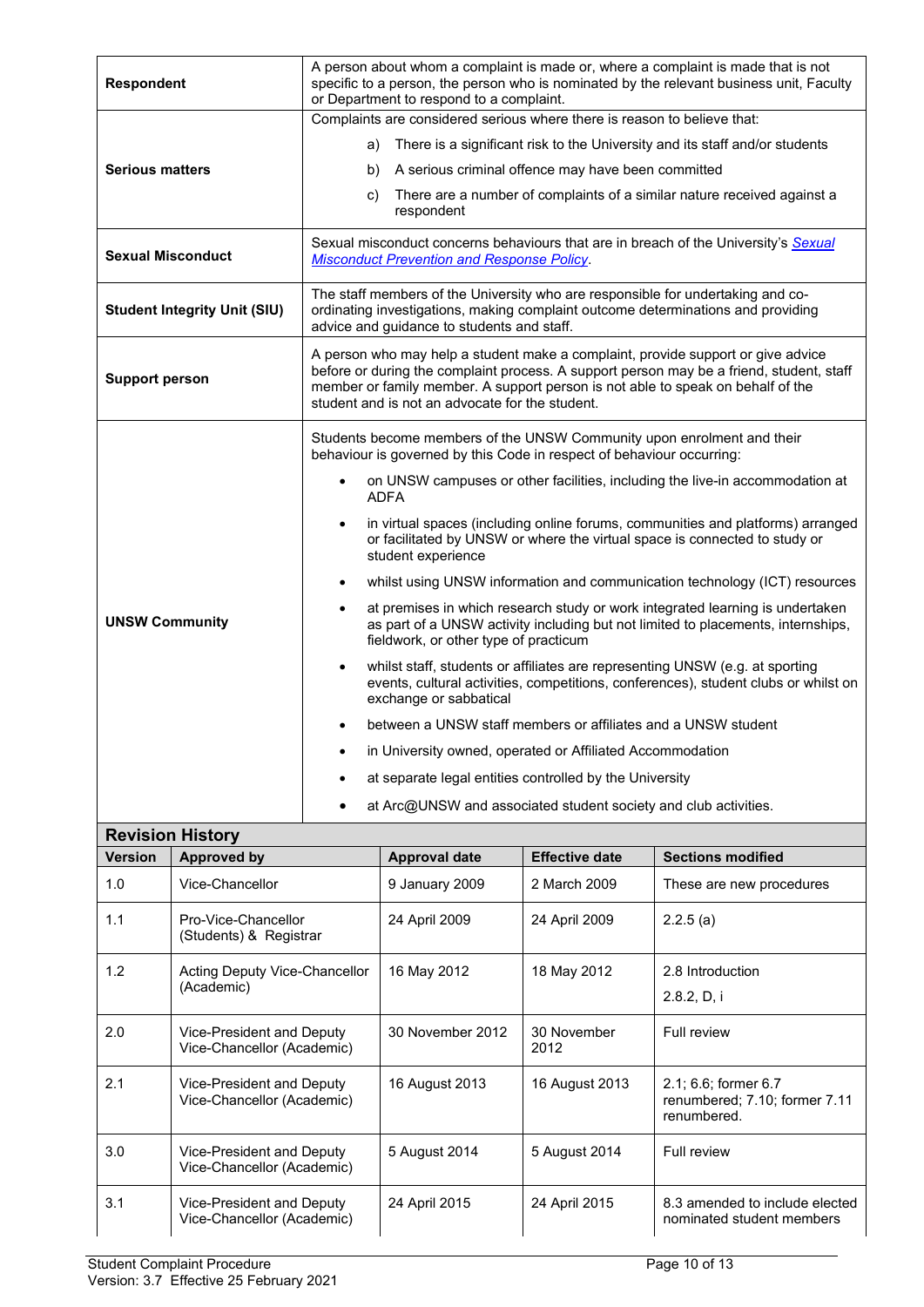| | |
|---|---|
| **Respondent** | A person about whom a complaint is made or, where a complaint is made that is not specific to a person, the person who is nominated by the relevant business unit, Faculty or Department to respond to a complaint. |
| **Serious matters** | Complaints are considered serious where there is reason to believe that:<br>a) There is a significant risk to the University and its staff and/or students<br>b) A serious criminal offence may have been committed<br>c) There are a number of complaints of a similar nature received against a respondent |
| **Sexual Misconduct** | Sexual misconduct concerns behaviours that are in breach of the University's *Sexual Misconduct Prevention and Response Policy*. |
| **Student Integrity Unit (SIU)** | The staff members of the University who are responsible for undertaking and co-ordinating investigations, making complaint outcome determinations and providing advice and guidance to students and staff. |
| **Support person** | A person who may help a student make a complaint, provide support or give advice before or during the complaint process. A support person may be a friend, student, staff member or family member. A support person is not able to speak on behalf of the student and is not an advocate for the student. |
| **UNSW Community** | Students become members of the UNSW Community upon enrolment and their behaviour is governed by this Code in respect of behaviour occurring:<br>• on UNSW campuses or other facilities, including the live-in accommodation at ADFA<br>• in virtual spaces (including online forums, communities and platforms) arranged or facilitated by UNSW or where the virtual space is connected to study or student experience<br>• whilst using UNSW information and communication technology (ICT) resources<br>• at premises in which research study or work integrated learning is undertaken as part of a UNSW activity including but not limited to placements, internships, fieldwork, or other type of practicum<br>• whilst staff, students or affiliates are representing UNSW (e.g. at sporting events, cultural activities, competitions, conferences), student clubs or whilst on exchange or sabbatical<br>• between a UNSW staff members or affiliates and a UNSW student<br>• in University owned, operated or Affiliated Accommodation<br>• at separate legal entities controlled by the University<br>• at Arc@UNSW and associated student society and club activities. |

## Revision History

| Version | Approved by | Approval date | Effective date | Sections modified |
|---|---|---|---|---|
| 1.0 | Vice-Chancellor | 9 January 2009 | 2 March 2009 | These are new procedures |
| 1.1 | Pro-Vice-Chancellor (Students) & Registrar | 24 April 2009 | 24 April 2009 | 2.2.5 (a) |
| 1.2 | Acting Deputy Vice-Chancellor (Academic) | 16 May 2012 | 18 May 2012 | 2.8 Introduction<br>2.8.2, D, i |
| 2.0 | Vice-President and Deputy Vice-Chancellor (Academic) | 30 November 2012 | 30 November 2012 | Full review |
| 2.1 | Vice-President and Deputy Vice-Chancellor (Academic) | 16 August 2013 | 16 August 2013 | 2.1; 6.6; former 6.7 renumbered; 7.10; former 7.11 renumbered. |
| 3.0 | Vice-President and Deputy Vice-Chancellor (Academic) | 5 August 2014 | 5 August 2014 | Full review |
| 3.1 | Vice-President and Deputy Vice-Chancellor (Academic) | 24 April 2015 | 24 April 2015 | 8.3 amended to include elected nominated student members |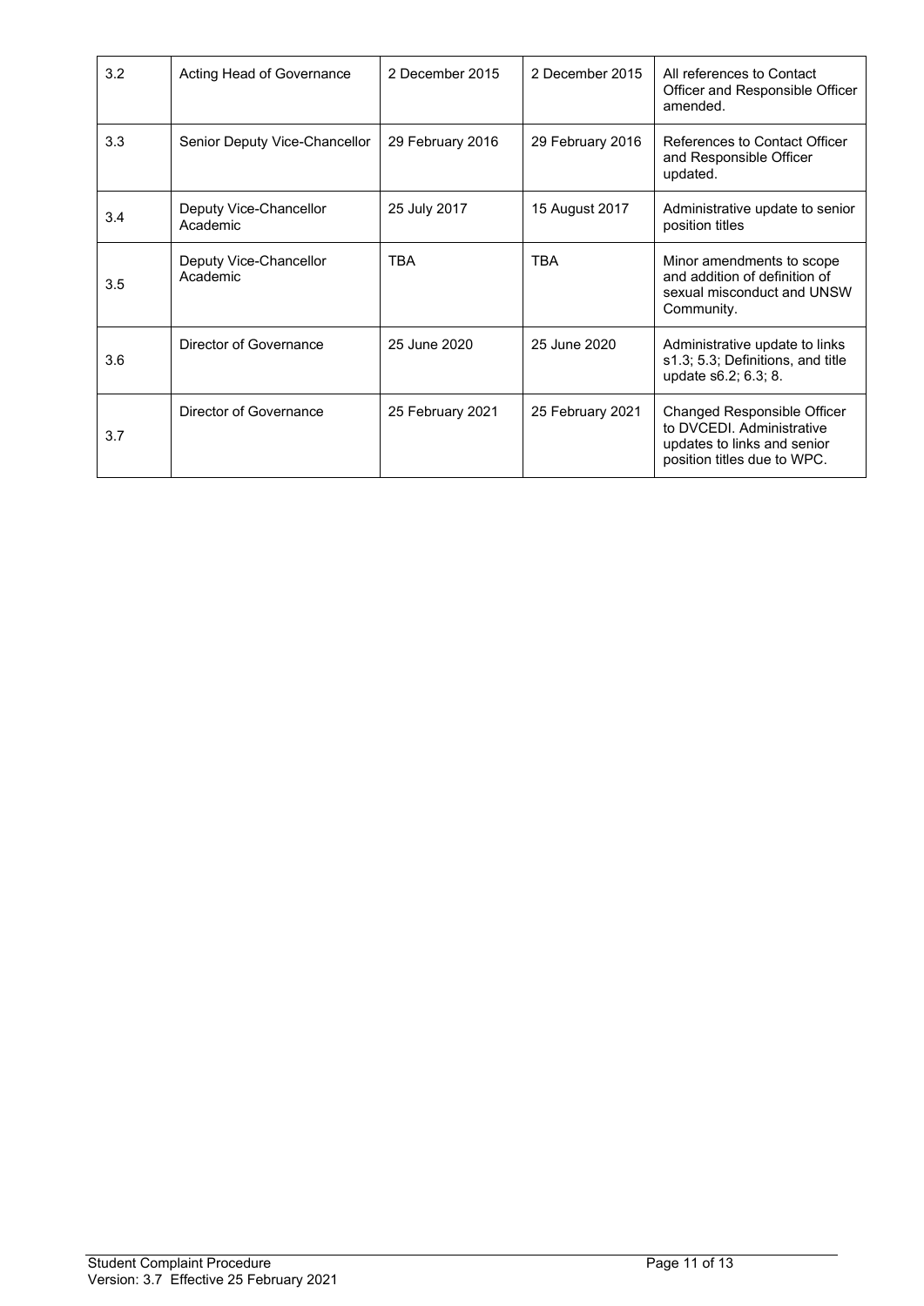| | | | | |
|---|---|---|---|---|
| 3.2 | Acting Head of Governance | 2 December 2015 | 2 December 2015 | All references to Contact Officer and Responsible Officer amended. |
| 3.3 | Senior Deputy Vice-Chancellor | 29 February 2016 | 29 February 2016 | References to Contact Officer and Responsible Officer updated. |
| 3.4 | Deputy Vice-Chancellor Academic | 25 July 2017 | 15 August 2017 | Administrative update to senior position titles |
| 3.5 | Deputy Vice-Chancellor Academic | TBA | TBA | Minor amendments to scope and addition of definition of sexual misconduct and UNSW Community. |
| 3.6 | Director of Governance | 25 June 2020 | 25 June 2020 | Administrative update to links s1.3; 5.3; Definitions, and title update s6.2; 6.3; 8. |
| 3.7 | Director of Governance | 25 February 2021 | 25 February 2021 | Changed Responsible Officer to DVCEDI. Administrative updates to links and senior position titles due to WPC. |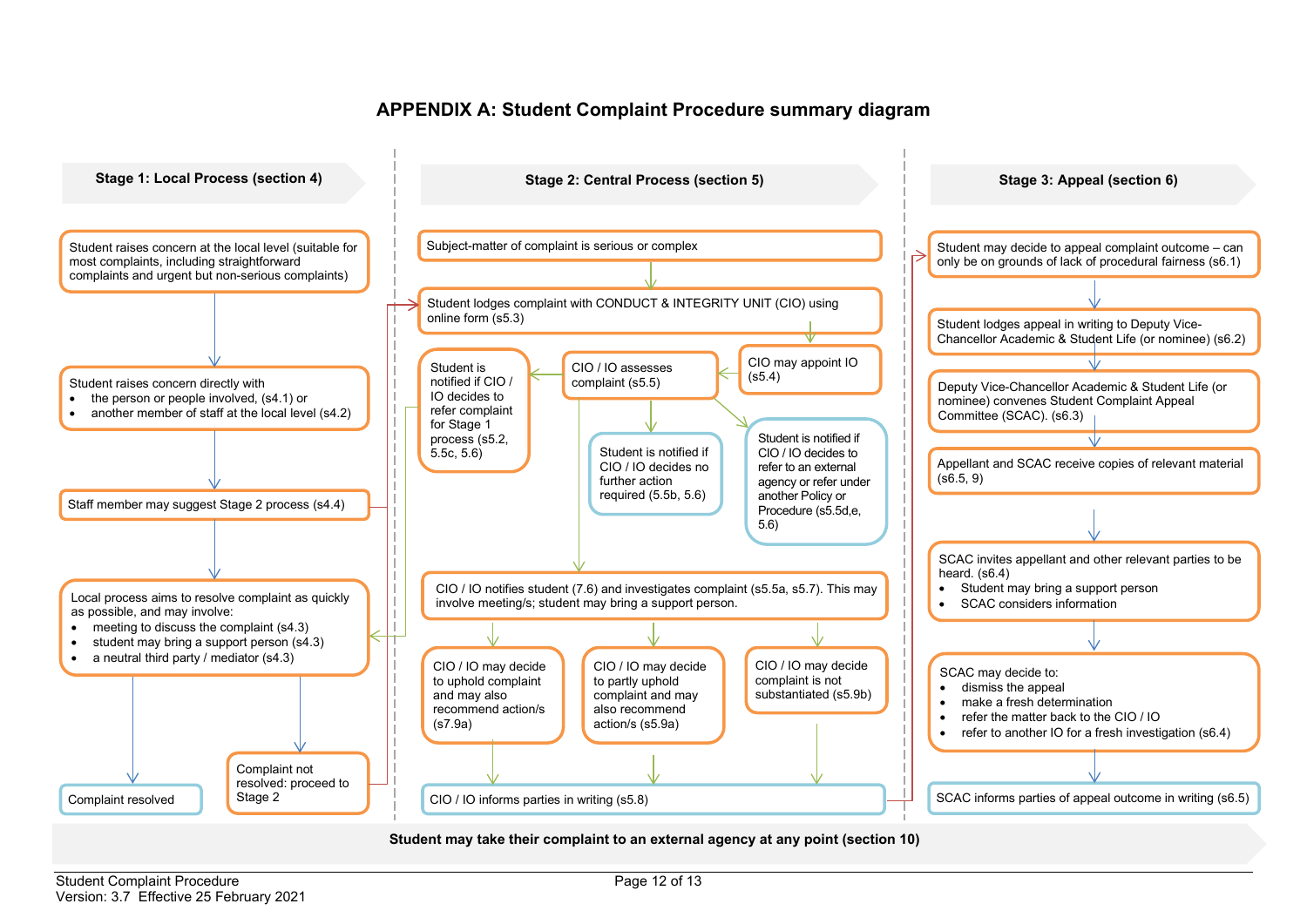# APPENDIX A: Student Complaint Procedure summary diagram

## Stage 1: Local Process (section 4)

Student raises concern at the local level (suitable for most complaints, including straightforward complaints and urgent but non-serious complaints)

Student raises concern directly with
- the person or people involved, (s4.1) or
- another member of staff at the local level (s4.2)

Staff member may suggest Stage 2 process (s4.4)

Local process aims to resolve complaint as quickly as possible, and may involve:
- meeting to discuss the complaint (s4.3)
- student may bring a support person (s4.3)
- a neutral third party / mediator (s4.3)

Complaint resolved

Complaint not resolved: proceed to Stage 2

## Stage 2: Central Process (section 5)

Subject-matter of complaint is serious or complex

Student lodges complaint with CONDUCT & INTEGRITY UNIT (CIO) using online form (s5.3)

CIO may appoint IO (s5.4)

CIO / IO assesses complaint (s5.5)

Student is notified if CIO / IO decides to refer complaint for Stage 1 process (s5.2, 5.5c, 5.6)

Student is notified if CIO / IO decides no further action required (5.5b, 5.6)

Student is notified if CIO / IO decides to refer to an external agency or refer under another Policy or Procedure (s5.5d,e, 5.6)

CIO / IO notifies student (7.6) and investigates complaint (s5.5a, s5.7). This may involve meeting/s; student may bring a support person.

CIO / IO may decide to uphold complaint and may also recommend action/s (s7.9a)

CIO / IO may decide to partly uphold complaint and may also recommend action/s (s5.9a)

CIO / IO may decide complaint is not substantiated (s5.9b)

CIO / IO informs parties in writing (s5.8)

## Stage 3: Appeal (section 6)

Student may decide to appeal complaint outcome – can only be on grounds of lack of procedural fairness (s6.1)

Student lodges appeal in writing to Deputy Vice-Chancellor Academic & Student Life (or nominee) (s6.2)

Deputy Vice-Chancellor Academic & Student Life (or nominee) convenes Student Complaint Appeal Committee (SCAC). (s6.3)

Appellant and SCAC receive copies of relevant material (s6.5, 9)

SCAC invites appellant and other relevant parties to be heard. (s6.4)
- Student may bring a support person
- SCAC considers information

SCAC may decide to:
- dismiss the appeal
- make a fresh determination
- refer the matter back to the CIO / IO
- refer to another IO for a fresh investigation (s6.4)

SCAC informs parties of appeal outcome in writing (s6.5)

**Student may take their complaint to an external agency at any point (section 10)**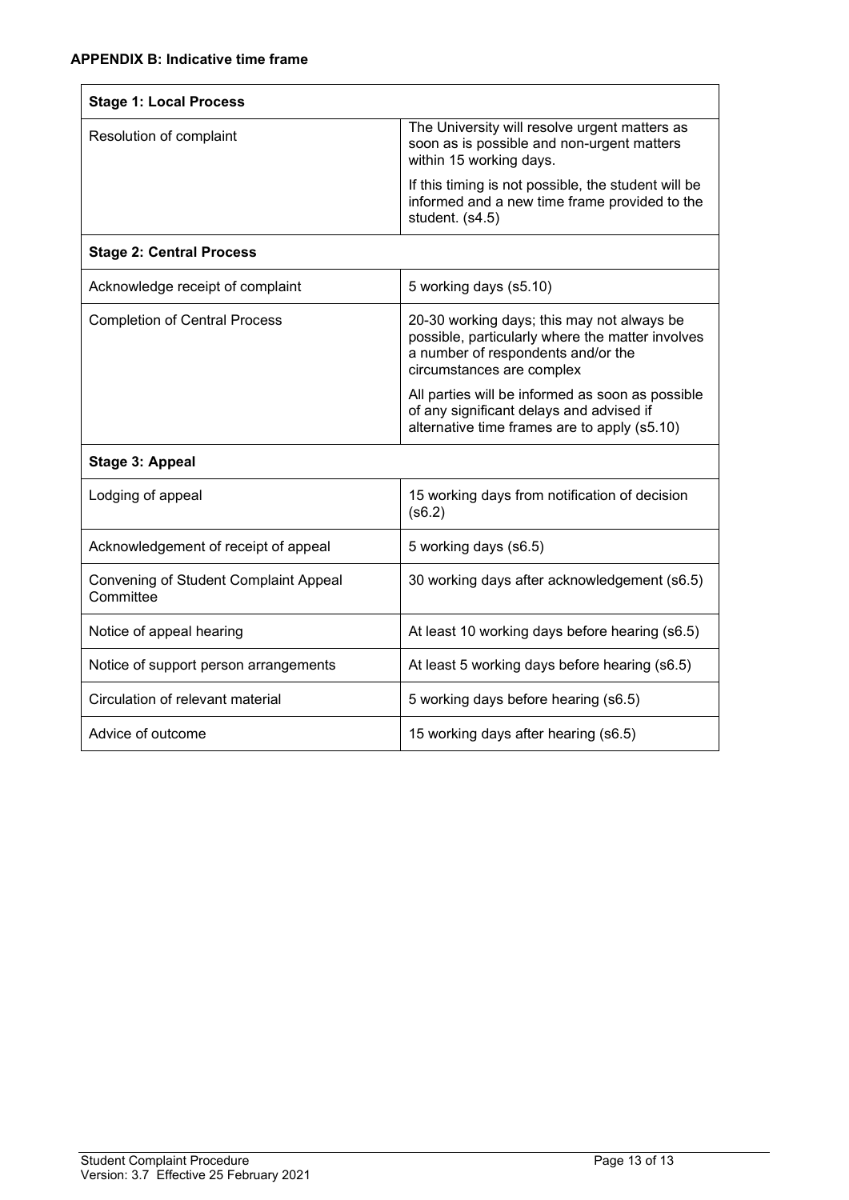**APPENDIX B: Indicative time frame**

| | |
|---|---|
| **Stage 1: Local Process** | |
| Resolution of complaint | The University will resolve urgent matters as soon as is possible and non-urgent matters within 15 working days.<br><br>If this timing is not possible, the student will be informed and a new time frame provided to the student. (s4.5) |
| **Stage 2: Central Process** | |
| Acknowledge receipt of complaint | 5 working days (s5.10) |
| Completion of Central Process | 20-30 working days; this may not always be possible, particularly where the matter involves a number of respondents and/or the circumstances are complex<br><br>All parties will be informed as soon as possible of any significant delays and advised if alternative time frames are to apply (s5.10) |
| **Stage 3: Appeal** | |
| Lodging of appeal | 15 working days from notification of decision (s6.2) |
| Acknowledgement of receipt of appeal | 5 working days (s6.5) |
| Convening of Student Complaint Appeal Committee | 30 working days after acknowledgement (s6.5) |
| Notice of appeal hearing | At least 10 working days before hearing (s6.5) |
| Notice of support person arrangements | At least 5 working days before hearing (s6.5) |
| Circulation of relevant material | 5 working days before hearing (s6.5) |
| Advice of outcome | 15 working days after hearing (s6.5) |